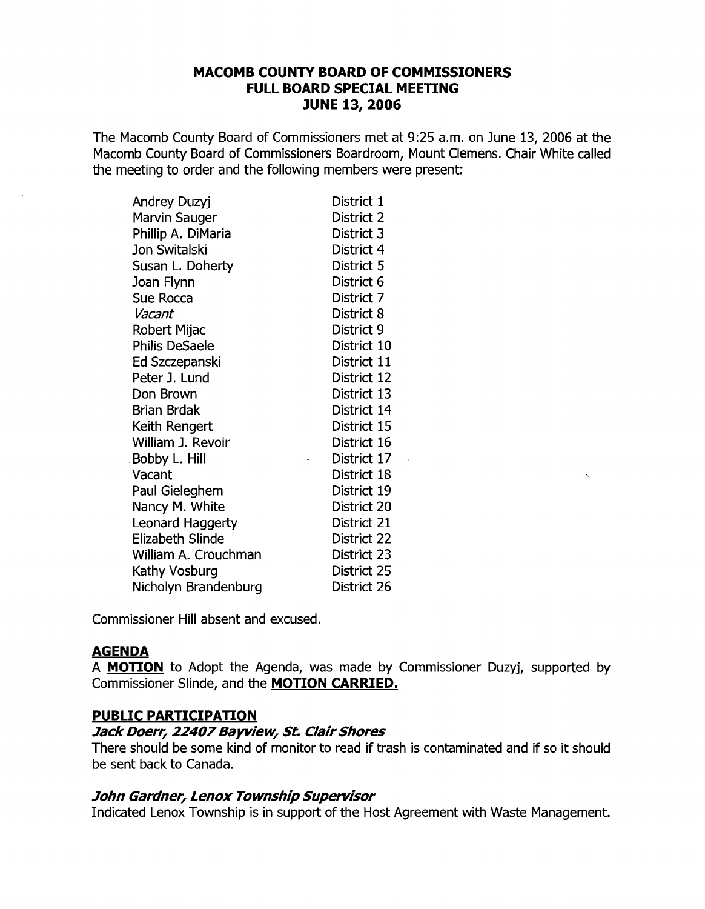# MACOMB COUNTY BOARD OF COMMISSIONERS
## FULL BOARD SPECIAL MEETING
## JUNE 13, 2006

The Macomb County Board of Commissioners met at 9:25 a.m. on June 13, 2006 at the Macomb County Board of Commissioners Boardroom, Mount Clemens. Chair White called the meeting to order and the following members were present:

| | |
|---|---|
| Andrey Duzyj | District 1 |
| Marvin Sauger | District 2 |
| Phillip A. DiMaria | District 3 |
| Jon Switalski | District 4 |
| Susan L. Doherty | District 5 |
| Joan Flynn | District 6 |
| Sue Rocca | District 7 |
| *Vacant* | District 8 |
| Robert Mijac | District 9 |
| Philis DeSaele | District 10 |
| Ed Szczepanski | District 11 |
| Peter J. Lund | District 12 |
| Don Brown | District 13 |
| Brian Brdak | District 14 |
| Keith Rengert | District 15 |
| William J. Revoir | District 16 |
| Bobby L. Hill | District 17 |
| Vacant | District 18 |
| Paul Gieleghem | District 19 |
| Nancy M. White | District 20 |
| Leonard Haggerty | District 21 |
| Elizabeth Slinde | District 22 |
| William A. Crouchman | District 23 |
| Kathy Vosburg | District 25 |
| Nicholyn Brandenburg | District 26 |

Commissioner Hill absent and excused.

### AGENDA

A **MOTION** to Adopt the Agenda, was made by Commissioner Duzyj, supported by Commissioner Slinde, and the **MOTION CARRIED.**

### PUBLIC PARTICIPATION

***Jack Doerr, 22407 Bayview, St. Clair Shores***

There should be some kind of monitor to read if trash is contaminated and if so it should be sent back to Canada.

***John Gardner, Lenox Township Supervisor***

Indicated Lenox Township is in support of the Host Agreement with Waste Management.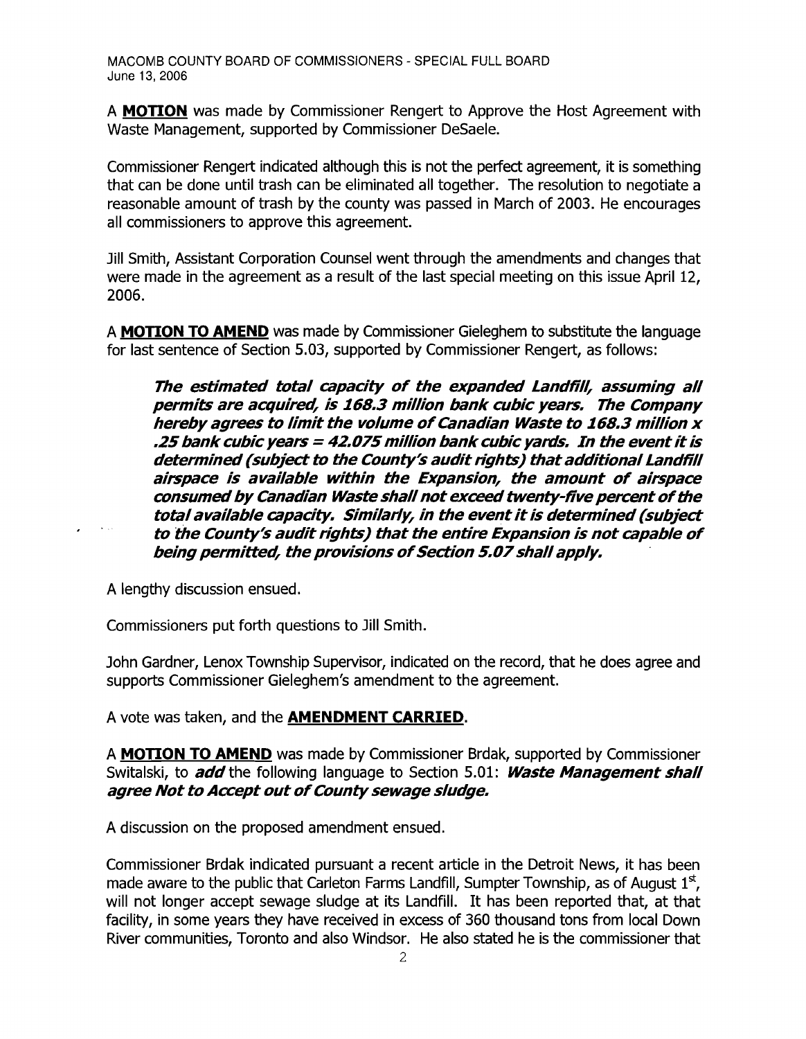A **MOTION** was made by Commissioner Rengert to Approve the Host Agreement with Waste Management, supported by Commissioner DeSaele.

Commissioner Rengert indicated although this is not the perfect agreement, it is something that can be done until trash can be eliminated all together. The resolution to negotiate a reasonable amount of trash by the county was passed in March of 2003. He encourages all commissioners to approve this agreement.

Jill Smith, Assistant Corporation Counsel went through the amendments and changes that were made in the agreement as a result of the last special meeting on this issue April 12, 2006.

A **MOTION TO AMEND** was made by Commissioner Gieleghem to substitute the language for last sentence of Section 5.03, supported by Commissioner Rengert, as follows:

> ***The estimated total capacity of the expanded Landfill, assuming all permits are acquired, is 168.3 million bank cubic years. The Company hereby agrees to limit the volume of Canadian Waste to 168.3 million x .25 bank cubic years = 42.075 million bank cubic yards. In the event it is determined (subject to the County's audit rights) that additional Landfill airspace is available within the Expansion, the amount of airspace consumed by Canadian Waste shall not exceed twenty-five percent of the total available capacity. Similarly, in the event it is determined (subject to the County's audit rights) that the entire Expansion is not capable of being permitted, the provisions of Section 5.07 shall apply.***

A lengthy discussion ensued.

Commissioners put forth questions to Jill Smith.

John Gardner, Lenox Township Supervisor, indicated on the record, that he does agree and supports Commissioner Gieleghem's amendment to the agreement.

A vote was taken, and the **AMENDMENT CARRIED**.

A **MOTION TO AMEND** was made by Commissioner Brdak, supported by Commissioner Switalski, to ***add*** the following language to Section 5.01: ***Waste Management shall agree Not to Accept out of County sewage sludge.***

A discussion on the proposed amendment ensued.

Commissioner Brdak indicated pursuant a recent article in the Detroit News, it has been made aware to the public that Carleton Farms Landfill, Sumpter Township, as of August 1st, will not longer accept sewage sludge at its Landfill. It has been reported that, at that facility, in some years they have received in excess of 360 thousand tons from local Down River communities, Toronto and also Windsor. He also stated he is the commissioner that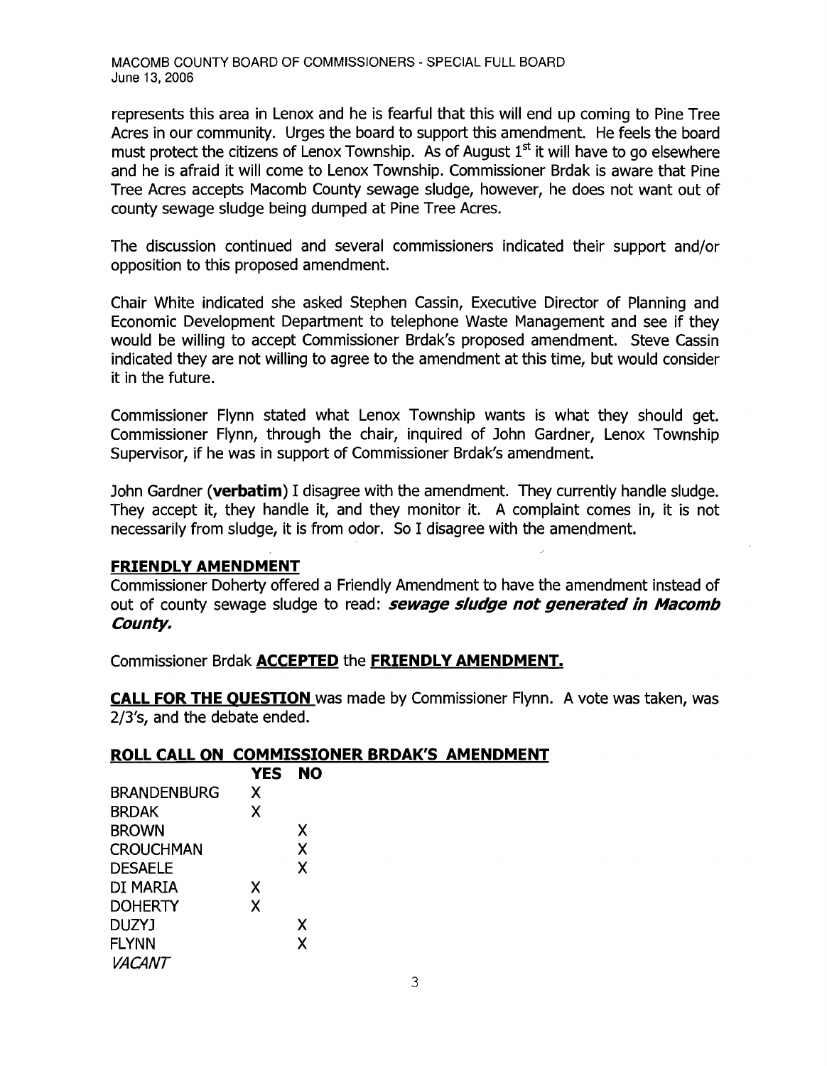represents this area in Lenox and he is fearful that this will end up coming to Pine Tree Acres in our community. Urges the board to support this amendment. He feels the board must protect the citizens of Lenox Township. As of August 1st it will have to go elsewhere and he is afraid it will come to Lenox Township. Commissioner Brdak is aware that Pine Tree Acres accepts Macomb County sewage sludge, however, he does not want out of county sewage sludge being dumped at Pine Tree Acres.

The discussion continued and several commissioners indicated their support and/or opposition to this proposed amendment.

Chair White indicated she asked Stephen Cassin, Executive Director of Planning and Economic Development Department to telephone Waste Management and see if they would be willing to accept Commissioner Brdak's proposed amendment. Steve Cassin indicated they are not willing to agree to the amendment at this time, but would consider it in the future.

Commissioner Flynn stated what Lenox Township wants is what they should get. Commissioner Flynn, through the chair, inquired of John Gardner, Lenox Township Supervisor, if he was in support of Commissioner Brdak's amendment.

John Gardner (**verbatim**) I disagree with the amendment. They currently handle sludge. They accept it, they handle it, and they monitor it. A complaint comes in, it is not necessarily from sludge, it is from odor. So I disagree with the amendment.

## FRIENDLY AMENDMENT

Commissioner Doherty offered a Friendly Amendment to have the amendment instead of out of county sewage sludge to read: ***sewage sludge not generated in Macomb County.***

Commissioner Brdak **ACCEPTED** the **FRIENDLY AMENDMENT.**

**CALL FOR THE QUESTION** was made by Commissioner Flynn. A vote was taken, was 2/3's, and the debate ended.

## ROLL CALL ON COMMISSIONER BRDAK'S AMENDMENT

| | YES | NO |
|---|---|---|
| BRANDENBURG | X | |
| BRDAK | X | |
| BROWN | | X |
| CROUCHMAN | | X |
| DESAELE | | X |
| DI MARIA | X | |
| DOHERTY | X | |
| DUZYJ | | X |
| FLYNN | | X |
| *VACANT* | | |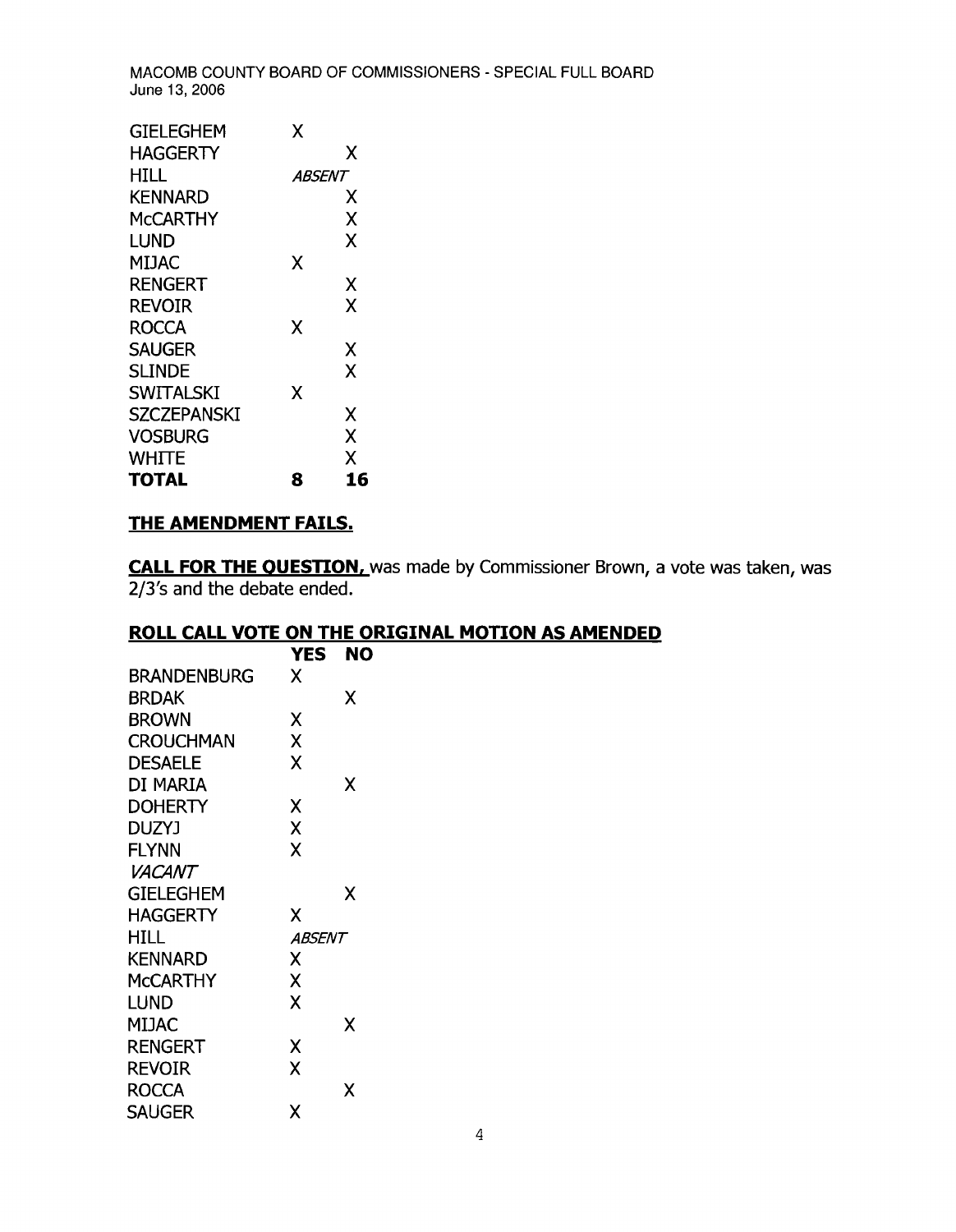| | | |
|---|---|---|
| GIELEGHEM | X | |
| HAGGERTY | | X |
| HILL | *ABSENT* | |
| KENNARD | | X |
| McCARTHY | | X |
| LUND | | X |
| MIJAC | X | |
| RENGERT | | X |
| REVOIR | | X |
| ROCCA | X | |
| SAUGER | | X |
| SLINDE | | X |
| SWITALSKI | X | |
| SZCZEPANSKI | | X |
| VOSBURG | | X |
| WHITE | | X |
| **TOTAL** | **8** | **16** |

**THE AMENDMENT FAILS.**

**CALL FOR THE QUESTION,** was made by Commissioner Brown, a vote was taken, was 2/3's and the debate ended.

**ROLL CALL VOTE ON THE ORIGINAL MOTION AS AMENDED**

| | YES | NO |
|---|---|---|
| BRANDENBURG | X | |
| BRDAK | | X |
| BROWN | X | |
| CROUCHMAN | X | |
| DESAELE | X | |
| DI MARIA | | X |
| DOHERTY | X | |
| DUZYJ | X | |
| FLYNN | X | |
| *VACANT* | | |
| GIELEGHEM | | X |
| HAGGERTY | X | |
| HILL | *ABSENT* | |
| KENNARD | X | |
| McCARTHY | X | |
| LUND | X | |
| MIJAC | | X |
| RENGERT | X | |
| REVOIR | X | |
| ROCCA | | X |
| SAUGER | X | |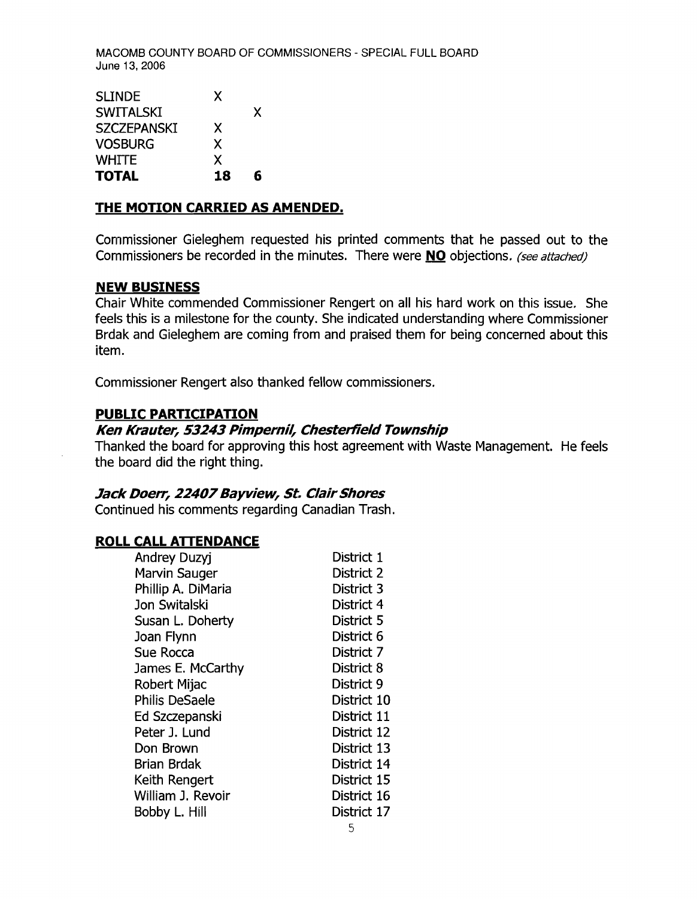| | | |
|---|---|---|
| SLINDE | X | |
| SWITALSKI | | X |
| SZCZEPANSKI | X | |
| VOSBURG | X | |
| WHITE | X | |
| **TOTAL** | **18** | **6** |

**THE MOTION CARRIED AS AMENDED.**

Commissioner Gieleghem requested his printed comments that he passed out to the Commissioners be recorded in the minutes. There were **NO** objections. *(see attached)*

## NEW BUSINESS

Chair White commended Commissioner Rengert on all his hard work on this issue. She feels this is a milestone for the county. She indicated understanding where Commissioner Brdak and Gieleghem are coming from and praised them for being concerned about this item.

Commissioner Rengert also thanked fellow commissioners.

## PUBLIC PARTICIPATION

### *Ken Krauter, 53243 Pimpernil, Chesterfield Township*

Thanked the board for approving this host agreement with Waste Management. He feels the board did the right thing.

### *Jack Doerr, 22407 Bayview, St. Clair Shores*

Continued his comments regarding Canadian Trash.

## ROLL CALL ATTENDANCE

| | |
|---|---|
| Andrey Duzyj | District 1 |
| Marvin Sauger | District 2 |
| Phillip A. DiMaria | District 3 |
| Jon Switalski | District 4 |
| Susan L. Doherty | District 5 |
| Joan Flynn | District 6 |
| Sue Rocca | District 7 |
| James E. McCarthy | District 8 |
| Robert Mijac | District 9 |
| Philis DeSaele | District 10 |
| Ed Szczepanski | District 11 |
| Peter J. Lund | District 12 |
| Don Brown | District 13 |
| Brian Brdak | District 14 |
| Keith Rengert | District 15 |
| William J. Revoir | District 16 |
| Bobby L. Hill | District 17 |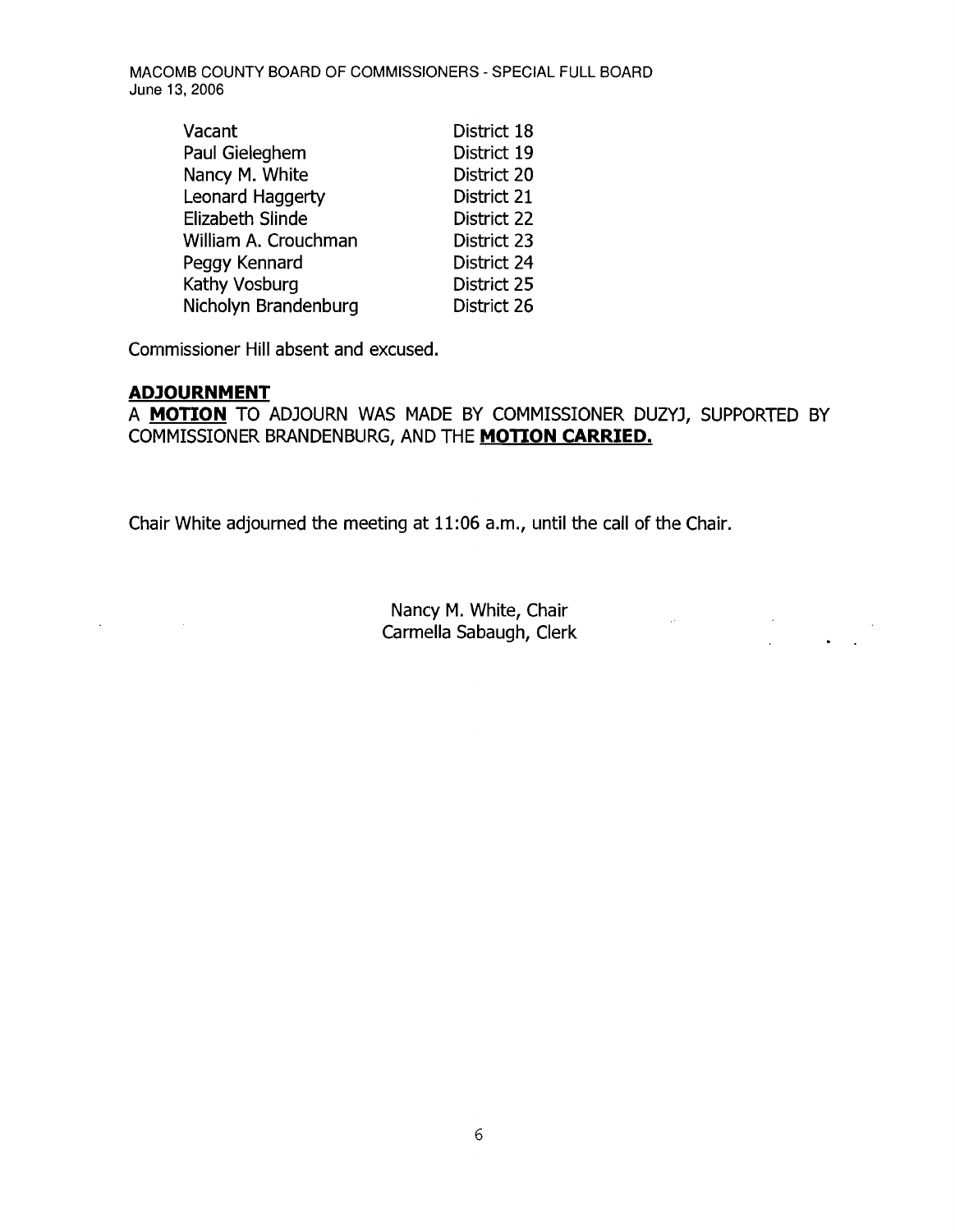| | |
|---|---|
| Vacant | District 18 |
| Paul Gieleghem | District 19 |
| Nancy M. White | District 20 |
| Leonard Haggerty | District 21 |
| Elizabeth Slinde | District 22 |
| William A. Crouchman | District 23 |
| Peggy Kennard | District 24 |
| Kathy Vosburg | District 25 |
| Nicholyn Brandenburg | District 26 |

Commissioner Hill absent and excused.

**ADJOURNMENT**

A **MOTION** TO ADJOURN WAS MADE BY COMMISSIONER DUZYJ, SUPPORTED BY COMMISSIONER BRANDENBURG, AND THE **MOTION CARRIED.**

Chair White adjourned the meeting at 11:06 a.m., until the call of the Chair.

Nancy M. White, Chair
Carmella Sabaugh, Clerk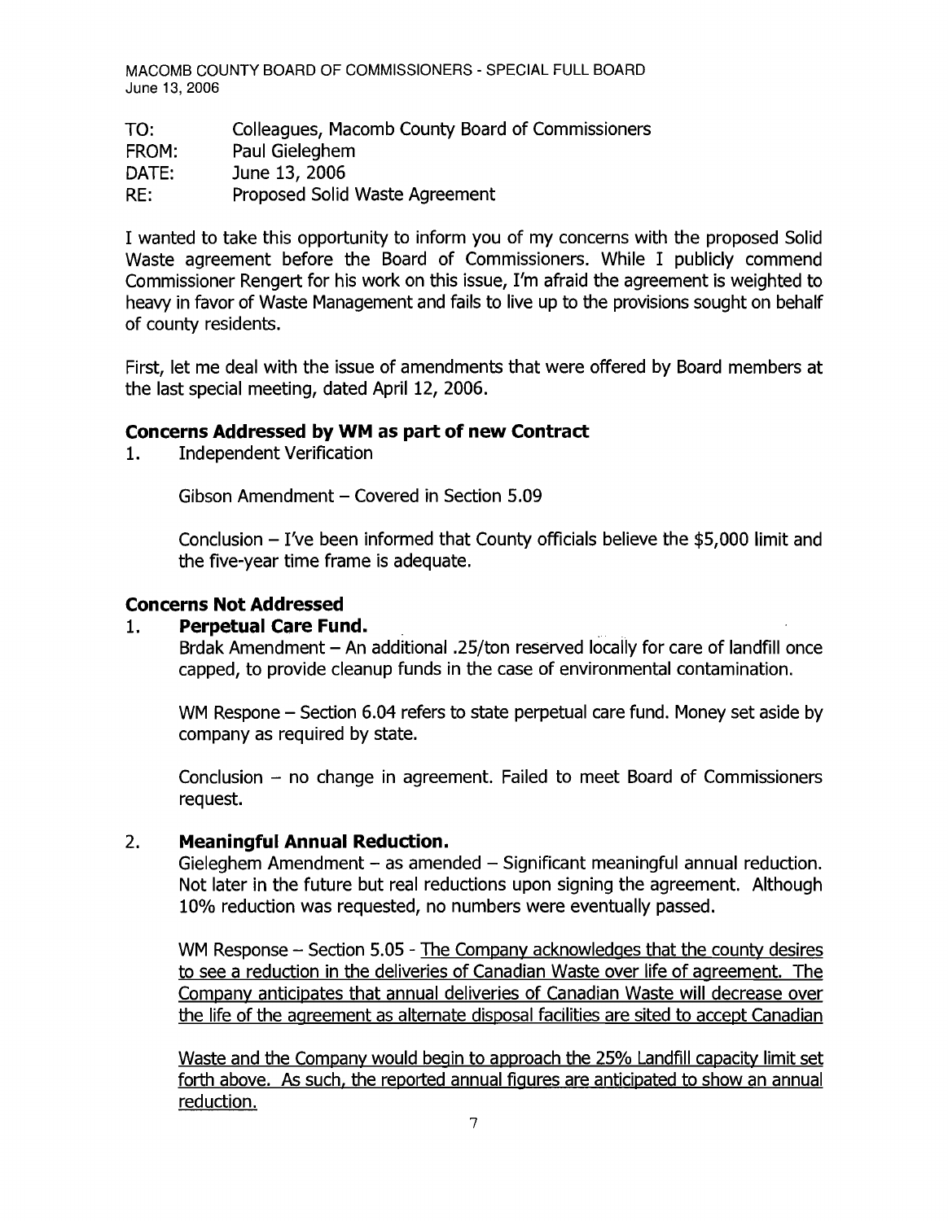TO: Colleagues, Macomb County Board of Commissioners
FROM: Paul Gieleghem
DATE: June 13, 2006
RE: Proposed Solid Waste Agreement

I wanted to take this opportunity to inform you of my concerns with the proposed Solid Waste agreement before the Board of Commissioners. While I publicly commend Commissioner Rengert for his work on this issue, I'm afraid the agreement is weighted to heavy in favor of Waste Management and fails to live up to the provisions sought on behalf of county residents.

First, let me deal with the issue of amendments that were offered by Board members at the last special meeting, dated April 12, 2006.

### Concerns Addressed by WM as part of new Contract

1. Independent Verification

   Gibson Amendment – Covered in Section 5.09

   Conclusion – I've been informed that County officials believe the $5,000 limit and the five-year time frame is adequate.

### Concerns Not Addressed

1. **Perpetual Care Fund.**
   Brdak Amendment – An additional .25/ton reserved locally for care of landfill once capped, to provide cleanup funds in the case of environmental contamination.

   WM Respone – Section 6.04 refers to state perpetual care fund. Money set aside by company as required by state.

   Conclusion – no change in agreement. Failed to meet Board of Commissioners request.

2. **Meaningful Annual Reduction.**
   Gieleghem Amendment – as amended – Significant meaningful annual reduction. Not later in the future but real reductions upon signing the agreement. Although 10% reduction was requested, no numbers were eventually passed.

   WM Response – Section 5.05 - The Company acknowledges that the county desires to see a reduction in the deliveries of Canadian Waste over life of agreement. The Company anticipates that annual deliveries of Canadian Waste will decrease over the life of the agreement as alternate disposal facilities are sited to accept Canadian Waste and the Company would begin to approach the 25% Landfill capacity limit set forth above. As such, the reported annual figures are anticipated to show an annual reduction.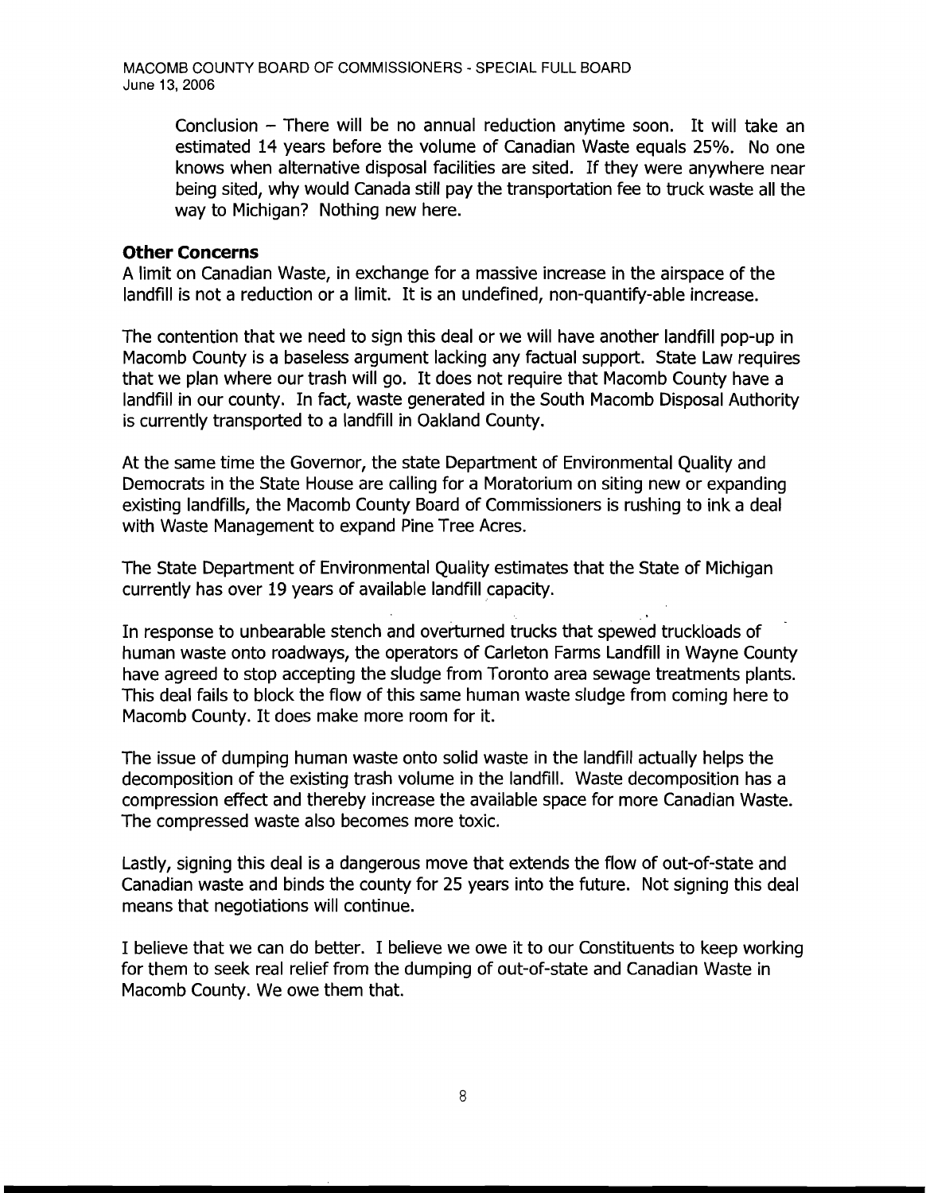Conclusion – There will be no annual reduction anytime soon. It will take an estimated 14 years before the volume of Canadian Waste equals 25%. No one knows when alternative disposal facilities are sited. If they were anywhere near being sited, why would Canada still pay the transportation fee to truck waste all the way to Michigan? Nothing new here.

**Other Concerns**

A limit on Canadian Waste, in exchange for a massive increase in the airspace of the landfill is not a reduction or a limit. It is an undefined, non-quantify-able increase.

The contention that we need to sign this deal or we will have another landfill pop-up in Macomb County is a baseless argument lacking any factual support. State Law requires that we plan where our trash will go. It does not require that Macomb County have a landfill in our county. In fact, waste generated in the South Macomb Disposal Authority is currently transported to a landfill in Oakland County.

At the same time the Governor, the state Department of Environmental Quality and Democrats in the State House are calling for a Moratorium on siting new or expanding existing landfills, the Macomb County Board of Commissioners is rushing to ink a deal with Waste Management to expand Pine Tree Acres.

The State Department of Environmental Quality estimates that the State of Michigan currently has over 19 years of available landfill capacity.

In response to unbearable stench and overturned trucks that spewed truckloads of human waste onto roadways, the operators of Carleton Farms Landfill in Wayne County have agreed to stop accepting the sludge from Toronto area sewage treatments plants. This deal fails to block the flow of this same human waste sludge from coming here to Macomb County. It does make more room for it.

The issue of dumping human waste onto solid waste in the landfill actually helps the decomposition of the existing trash volume in the landfill. Waste decomposition has a compression effect and thereby increase the available space for more Canadian Waste. The compressed waste also becomes more toxic.

Lastly, signing this deal is a dangerous move that extends the flow of out-of-state and Canadian waste and binds the county for 25 years into the future. Not signing this deal means that negotiations will continue.

I believe that we can do better. I believe we owe it to our Constituents to keep working for them to seek real relief from the dumping of out-of-state and Canadian Waste in Macomb County. We owe them that.